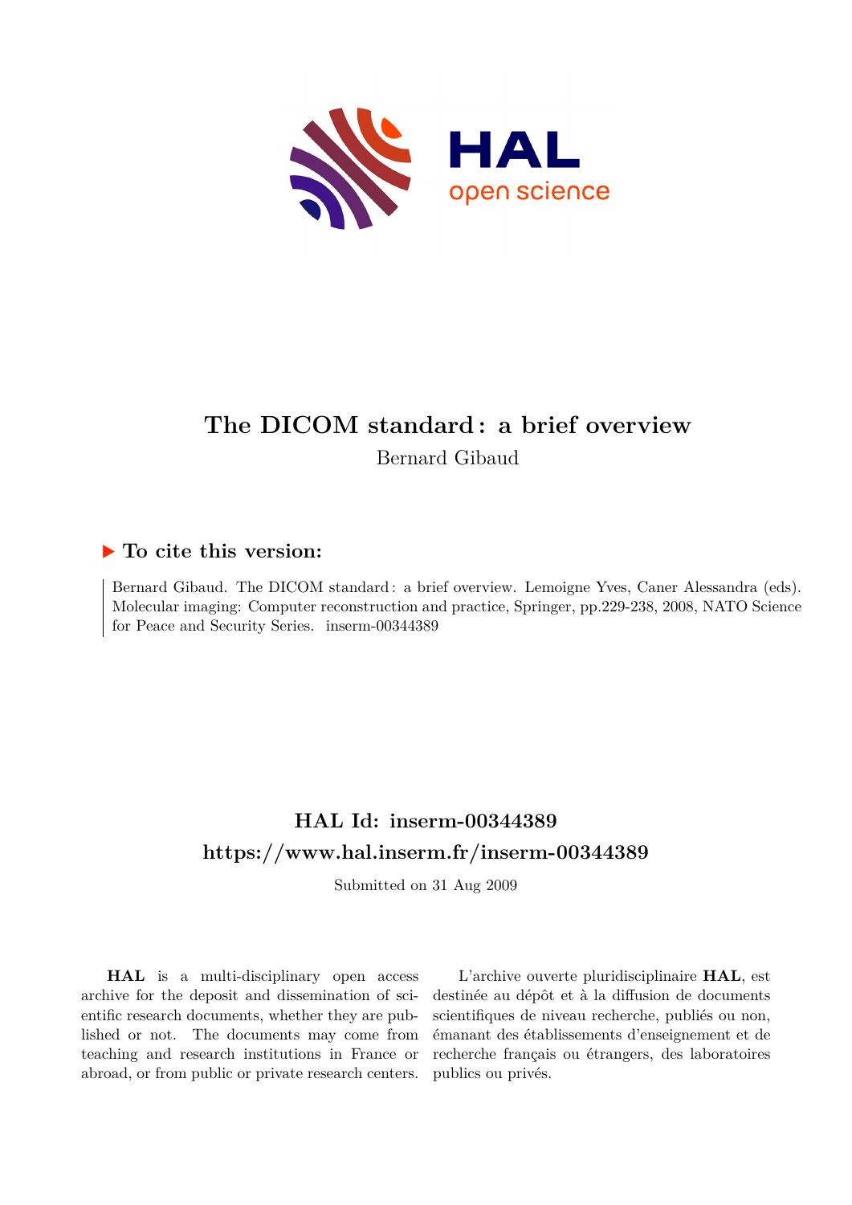# The DICOM standard : a brief overview

Bernard Gibaud

## ▶ To cite this version:

Bernard Gibaud. The DICOM standard : a brief overview. Lemoigne Yves, Caner Alessandra (eds). Molecular imaging: Computer reconstruction and practice, Springer, pp.229-238, 2008, NATO Science for Peace and Security Series. inserm-00344389

## HAL Id: inserm-00344389
## https://www.hal.inserm.fr/inserm-00344389

Submitted on 31 Aug 2009

**HAL** is a multi-disciplinary open access archive for the deposit and dissemination of scientific research documents, whether they are published or not. The documents may come from teaching and research institutions in France or abroad, or from public or private research centers.

L'archive ouverte pluridisciplinaire **HAL**, est destinée au dépôt et à la diffusion de documents scientifiques de niveau recherche, publiés ou non, émanant des établissements d'enseignement et de recherche français ou étrangers, des laboratoires publics ou privés.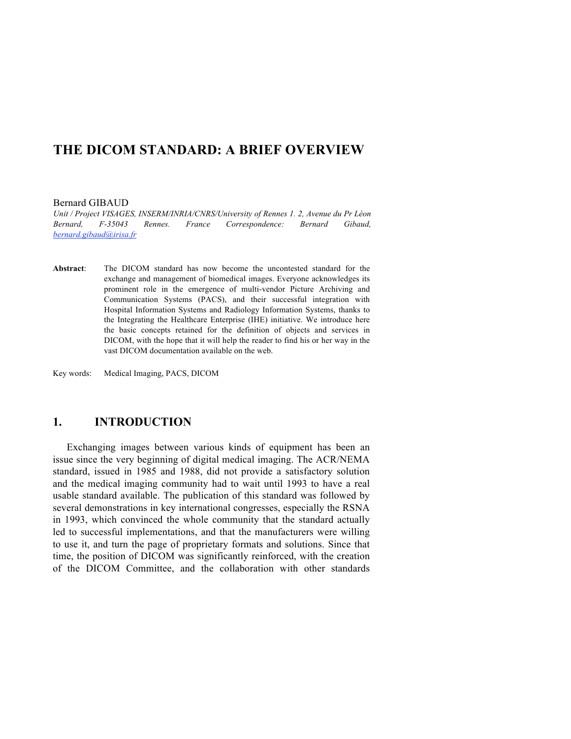# THE DICOM STANDARD: A BRIEF OVERVIEW

Bernard GIBAUD

*Unit / Project VISAGES, INSERM/INRIA/CNRS/University of Rennes 1. 2, Avenue du Pr Léon Bernard, F-35043 Rennes. France Correspondence: Bernard Gibaud, bernard.gibaud@irisa.fr*

**Abstract**: The DICOM standard has now become the uncontested standard for the exchange and management of biomedical images. Everyone acknowledges its prominent role in the emergence of multi-vendor Picture Archiving and Communication Systems (PACS), and their successful integration with Hospital Information Systems and Radiology Information Systems, thanks to the Integrating the Healthcare Enterprise (IHE) initiative. We introduce here the basic concepts retained for the definition of objects and services in DICOM, with the hope that it will help the reader to find his or her way in the vast DICOM documentation available on the web.

Key words: Medical Imaging, PACS, DICOM

## 1. INTRODUCTION

Exchanging images between various kinds of equipment has been an issue since the very beginning of digital medical imaging. The ACR/NEMA standard, issued in 1985 and 1988, did not provide a satisfactory solution and the medical imaging community had to wait until 1993 to have a real usable standard available. The publication of this standard was followed by several demonstrations in key international congresses, especially the RSNA in 1993, which convinced the whole community that the standard actually led to successful implementations, and that the manufacturers were willing to use it, and turn the page of proprietary formats and solutions. Since that time, the position of DICOM was significantly reinforced, with the creation of the DICOM Committee, and the collaboration with other standards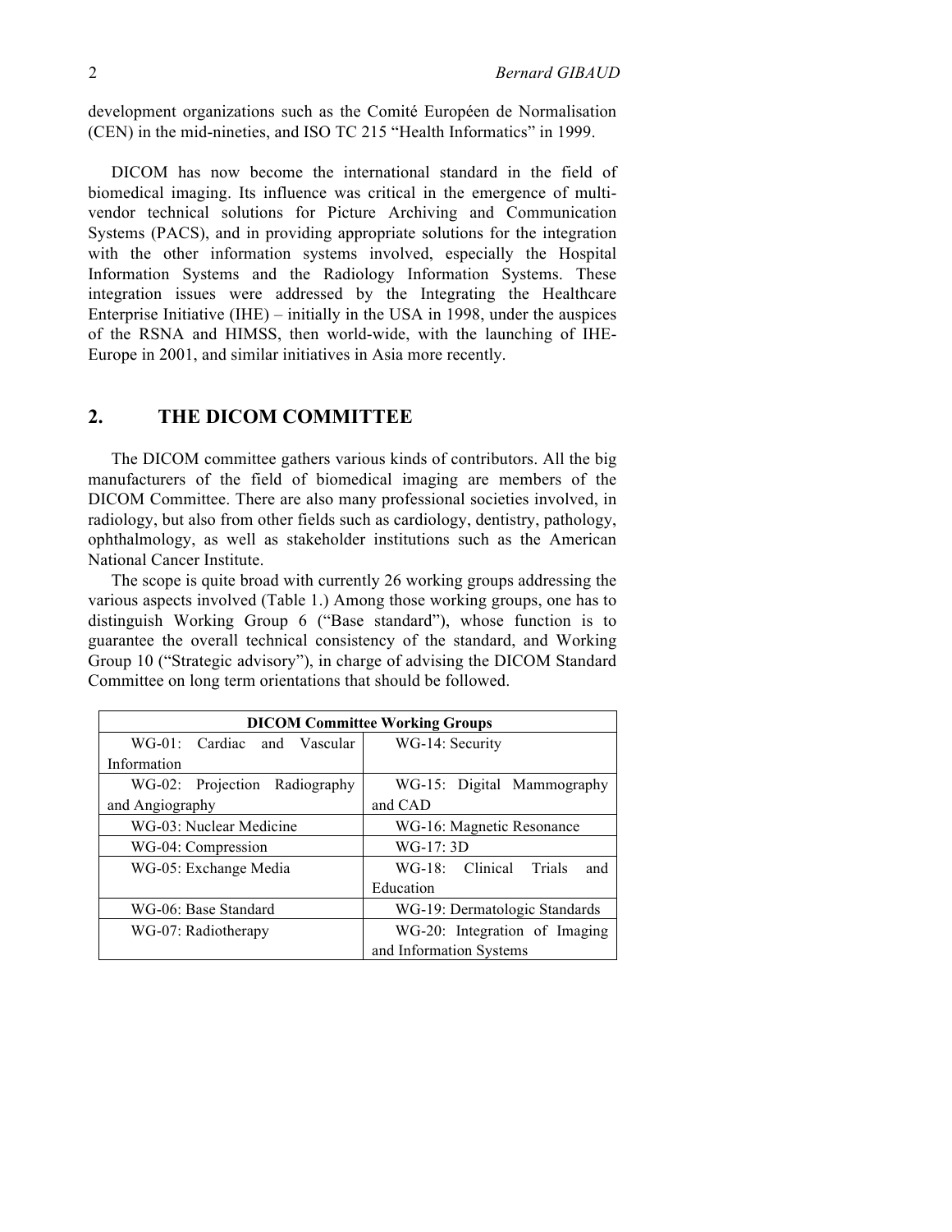development organizations such as the Comité Européen de Normalisation (CEN) in the mid-nineties, and ISO TC 215 "Health Informatics" in 1999.

DICOM has now become the international standard in the field of biomedical imaging. Its influence was critical in the emergence of multi-vendor technical solutions for Picture Archiving and Communication Systems (PACS), and in providing appropriate solutions for the integration with the other information systems involved, especially the Hospital Information Systems and the Radiology Information Systems. These integration issues were addressed by the Integrating the Healthcare Enterprise Initiative (IHE) – initially in the USA in 1998, under the auspices of the RSNA and HIMSS, then world-wide, with the launching of IHE-Europe in 2001, and similar initiatives in Asia more recently.

## 2. THE DICOM COMMITTEE

The DICOM committee gathers various kinds of contributors. All the big manufacturers of the field of biomedical imaging are members of the DICOM Committee. There are also many professional societies involved, in radiology, but also from other fields such as cardiology, dentistry, pathology, ophthalmology, as well as stakeholder institutions such as the American National Cancer Institute.

The scope is quite broad with currently 26 working groups addressing the various aspects involved (Table 1.) Among those working groups, one has to distinguish Working Group 6 ("Base standard"), whose function is to guarantee the overall technical consistency of the standard, and Working Group 10 ("Strategic advisory"), in charge of advising the DICOM Standard Committee on long term orientations that should be followed.

| **DICOM Committee Working Groups** | |
|---|---|
| WG-01: Cardiac and Vascular Information | WG-14: Security |
| WG-02: Projection Radiography and Angiography | WG-15: Digital Mammography and CAD |
| WG-03: Nuclear Medicine | WG-16: Magnetic Resonance |
| WG-04: Compression | WG-17: 3D |
| WG-05: Exchange Media | WG-18: Clinical Trials and Education |
| WG-06: Base Standard | WG-19: Dermatologic Standards |
| WG-07: Radiotherapy | WG-20: Integration of Imaging and Information Systems |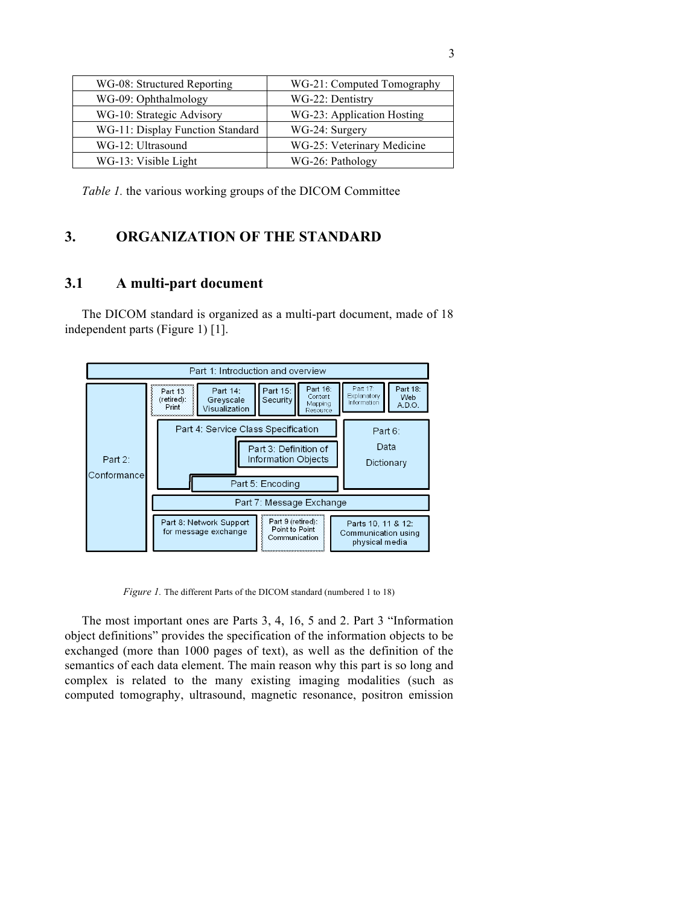| WG-08: Structured Reporting | WG-21: Computed Tomography |
| --- | --- |
| WG-09: Ophthalmology | WG-22: Dentistry |
| WG-10: Strategic Advisory | WG-23: Application Hosting |
| WG-11: Display Function Standard | WG-24: Surgery |
| WG-12: Ultrasound | WG-25: Veterinary Medicine |
| WG-13: Visible Light | WG-26: Pathology |

*Table 1.* the various working groups of the DICOM Committee

# 3. ORGANIZATION OF THE STANDARD

## 3.1 A multi-part document

The DICOM standard is organized as a multi-part document, made of 18 independent parts (Figure 1) [1].

*Figure 1.* The different Parts of the DICOM standard (numbered 1 to 18)

The most important ones are Parts 3, 4, 16, 5 and 2. Part 3 "Information object definitions" provides the specification of the information objects to be exchanged (more than 1000 pages of text), as well as the definition of the semantics of each data element. The main reason why this part is so long and complex is related to the many existing imaging modalities (such as computed tomography, ultrasound, magnetic resonance, positron emission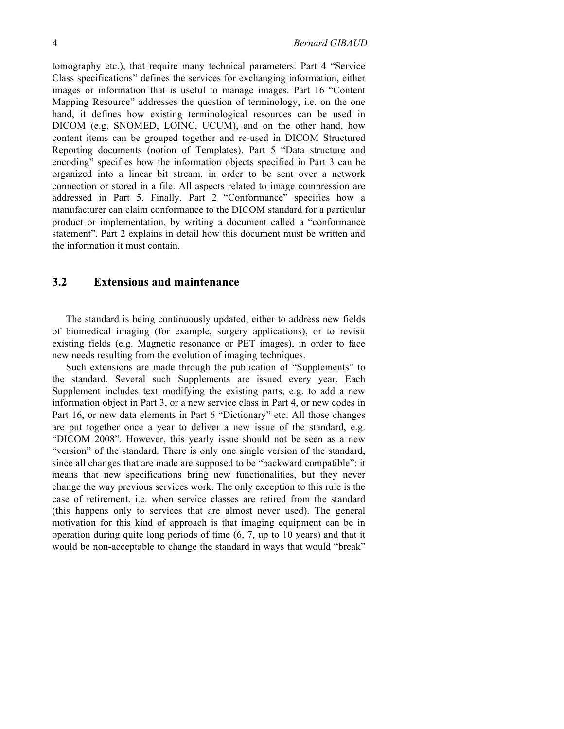tomography etc.), that require many technical parameters. Part 4 “Service Class specifications” defines the services for exchanging information, either images or information that is useful to manage images. Part 16 “Content Mapping Resource” addresses the question of terminology, i.e. on the one hand, it defines how existing terminological resources can be used in DICOM (e.g. SNOMED, LOINC, UCUM), and on the other hand, how content items can be grouped together and re-used in DICOM Structured Reporting documents (notion of Templates). Part 5 “Data structure and encoding” specifies how the information objects specified in Part 3 can be organized into a linear bit stream, in order to be sent over a network connection or stored in a file. All aspects related to image compression are addressed in Part 5. Finally, Part 2 “Conformance” specifies how a manufacturer can claim conformance to the DICOM standard for a particular product or implementation, by writing a document called a “conformance statement”. Part 2 explains in detail how this document must be written and the information it must contain.

## 3.2 Extensions and maintenance

The standard is being continuously updated, either to address new fields of biomedical imaging (for example, surgery applications), or to revisit existing fields (e.g. Magnetic resonance or PET images), in order to face new needs resulting from the evolution of imaging techniques.

Such extensions are made through the publication of “Supplements” to the standard. Several such Supplements are issued every year. Each Supplement includes text modifying the existing parts, e.g. to add a new information object in Part 3, or a new service class in Part 4, or new codes in Part 16, or new data elements in Part 6 “Dictionary” etc. All those changes are put together once a year to deliver a new issue of the standard, e.g. “DICOM 2008”. However, this yearly issue should not be seen as a new “version” of the standard. There is only one single version of the standard, since all changes that are made are supposed to be “backward compatible”: it means that new specifications bring new functionalities, but they never change the way previous services work. The only exception to this rule is the case of retirement, i.e. when service classes are retired from the standard (this happens only to services that are almost never used). The general motivation for this kind of approach is that imaging equipment can be in operation during quite long periods of time (6, 7, up to 10 years) and that it would be non-acceptable to change the standard in ways that would “break”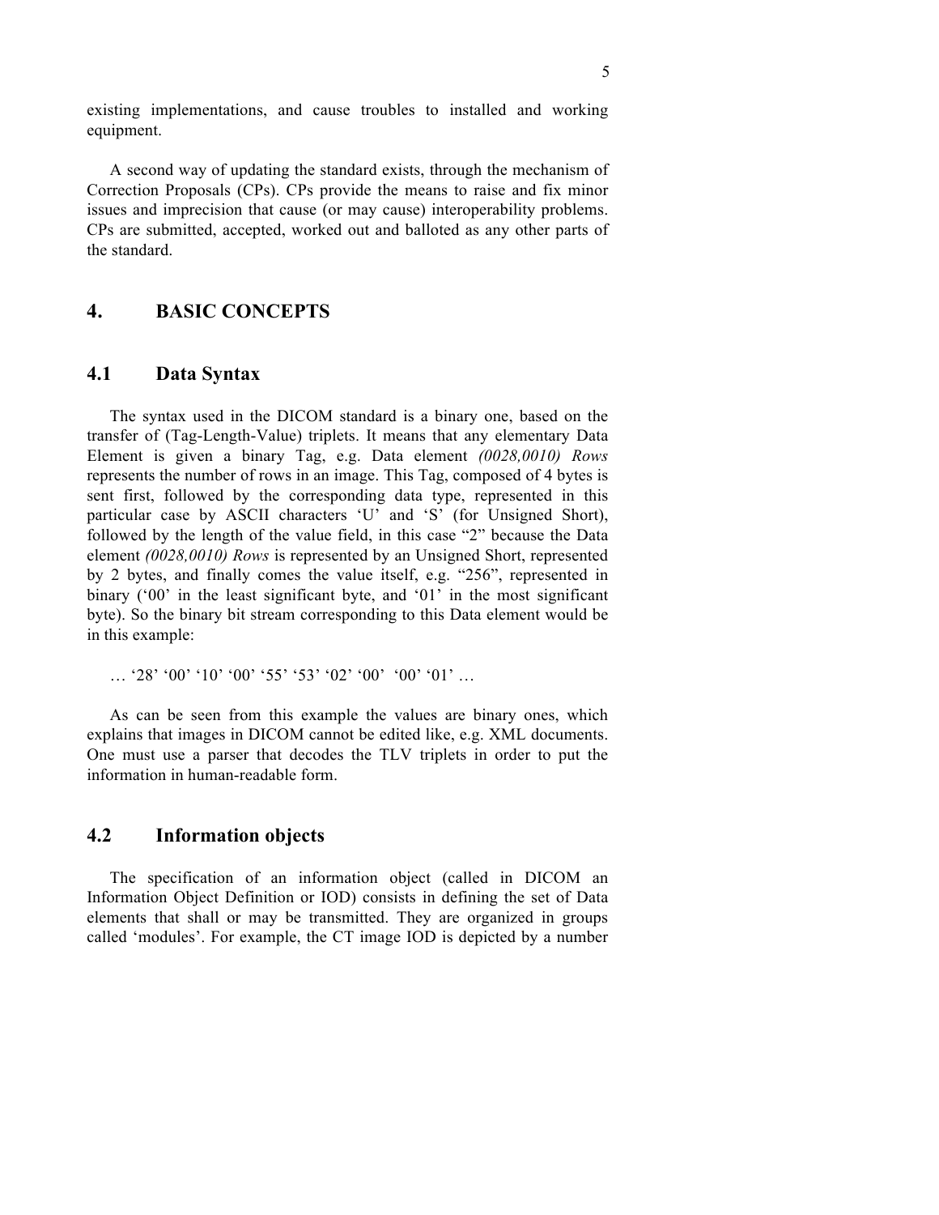existing implementations, and cause troubles to installed and working equipment.

A second way of updating the standard exists, through the mechanism of Correction Proposals (CPs). CPs provide the means to raise and fix minor issues and imprecision that cause (or may cause) interoperability problems. CPs are submitted, accepted, worked out and balloted as any other parts of the standard.

## 4. BASIC CONCEPTS

### 4.1 Data Syntax

The syntax used in the DICOM standard is a binary one, based on the transfer of (Tag-Length-Value) triplets. It means that any elementary Data Element is given a binary Tag, e.g. Data element *(0028,0010) Rows* represents the number of rows in an image. This Tag, composed of 4 bytes is sent first, followed by the corresponding data type, represented in this particular case by ASCII characters 'U' and 'S' (for Unsigned Short), followed by the length of the value field, in this case "2" because the Data element *(0028,0010) Rows* is represented by an Unsigned Short, represented by 2 bytes, and finally comes the value itself, e.g. "256", represented in binary ('00' in the least significant byte, and '01' in the most significant byte). So the binary bit stream corresponding to this Data element would be in this example:

… '28' '00' '10' '00' '55' '53' '02' '00' '00' '01' …

As can be seen from this example the values are binary ones, which explains that images in DICOM cannot be edited like, e.g. XML documents. One must use a parser that decodes the TLV triplets in order to put the information in human-readable form.

### 4.2 Information objects

The specification of an information object (called in DICOM an Information Object Definition or IOD) consists in defining the set of Data elements that shall or may be transmitted. They are organized in groups called 'modules'. For example, the CT image IOD is depicted by a number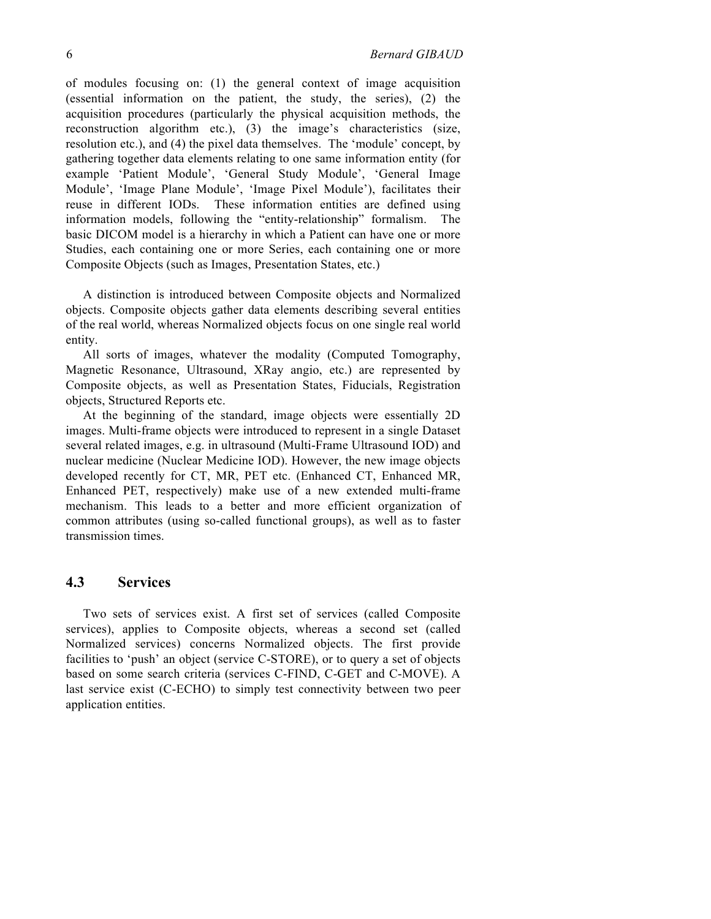of modules focusing on: (1) the general context of image acquisition (essential information on the patient, the study, the series), (2) the acquisition procedures (particularly the physical acquisition methods, the reconstruction algorithm etc.), (3) the image's characteristics (size, resolution etc.), and (4) the pixel data themselves. The 'module' concept, by gathering together data elements relating to one same information entity (for example 'Patient Module', 'General Study Module', 'General Image Module', 'Image Plane Module', 'Image Pixel Module'), facilitates their reuse in different IODs. These information entities are defined using information models, following the "entity-relationship" formalism. The basic DICOM model is a hierarchy in which a Patient can have one or more Studies, each containing one or more Series, each containing one or more Composite Objects (such as Images, Presentation States, etc.)

A distinction is introduced between Composite objects and Normalized objects. Composite objects gather data elements describing several entities of the real world, whereas Normalized objects focus on one single real world entity.

All sorts of images, whatever the modality (Computed Tomography, Magnetic Resonance, Ultrasound, XRay angio, etc.) are represented by Composite objects, as well as Presentation States, Fiducials, Registration objects, Structured Reports etc.

At the beginning of the standard, image objects were essentially 2D images. Multi-frame objects were introduced to represent in a single Dataset several related images, e.g. in ultrasound (Multi-Frame Ultrasound IOD) and nuclear medicine (Nuclear Medicine IOD). However, the new image objects developed recently for CT, MR, PET etc. (Enhanced CT, Enhanced MR, Enhanced PET, respectively) make use of a new extended multi-frame mechanism. This leads to a better and more efficient organization of common attributes (using so-called functional groups), as well as to faster transmission times.

## 4.3 Services

Two sets of services exist. A first set of services (called Composite services), applies to Composite objects, whereas a second set (called Normalized services) concerns Normalized objects. The first provide facilities to 'push' an object (service C-STORE), or to query a set of objects based on some search criteria (services C-FIND, C-GET and C-MOVE). A last service exist (C-ECHO) to simply test connectivity between two peer application entities.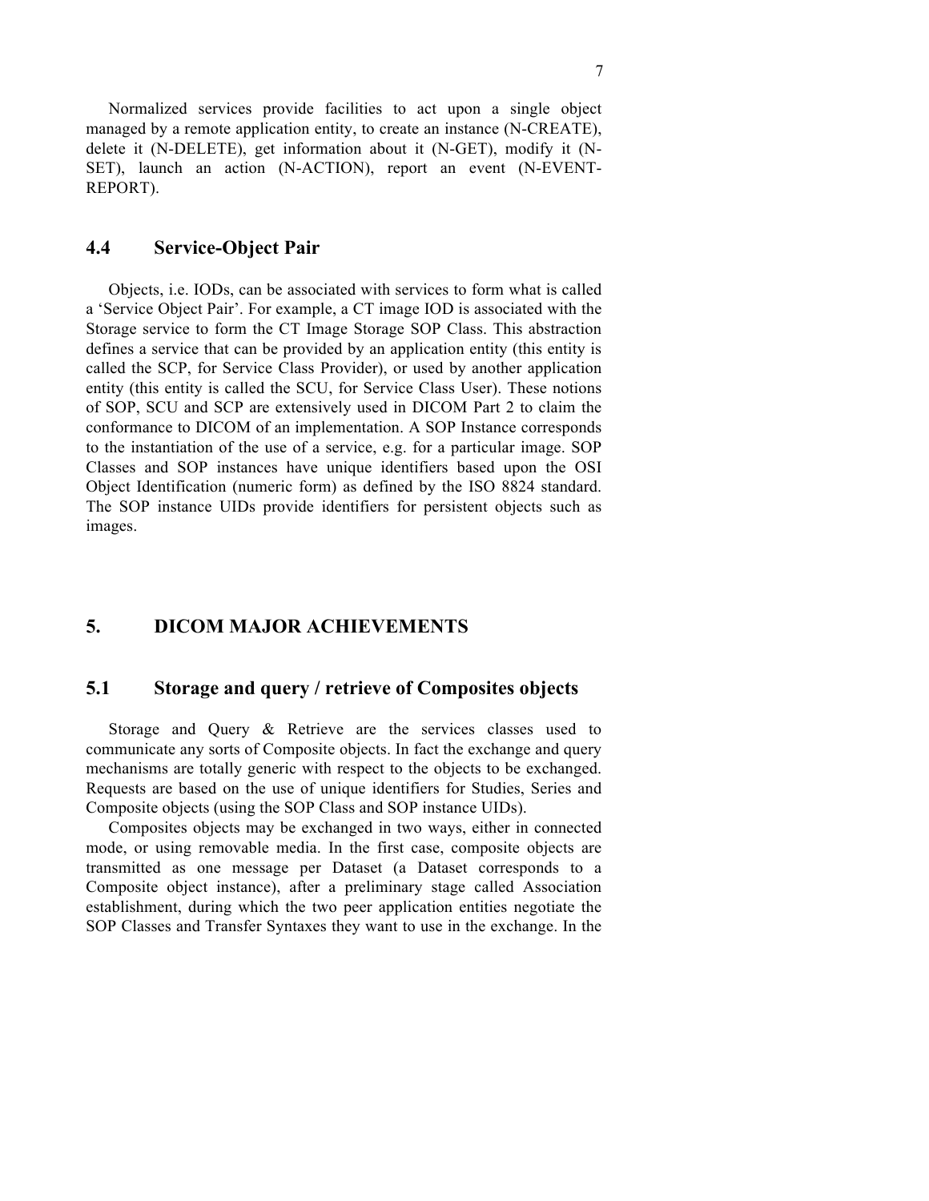Normalized services provide facilities to act upon a single object managed by a remote application entity, to create an instance (N-CREATE), delete it (N-DELETE), get information about it (N-GET), modify it (N-SET), launch an action (N-ACTION), report an event (N-EVENT-REPORT).

### 4.4 Service-Object Pair

Objects, i.e. IODs, can be associated with services to form what is called a 'Service Object Pair'. For example, a CT image IOD is associated with the Storage service to form the CT Image Storage SOP Class. This abstraction defines a service that can be provided by an application entity (this entity is called the SCP, for Service Class Provider), or used by another application entity (this entity is called the SCU, for Service Class User). These notions of SOP, SCU and SCP are extensively used in DICOM Part 2 to claim the conformance to DICOM of an implementation. A SOP Instance corresponds to the instantiation of the use of a service, e.g. for a particular image. SOP Classes and SOP instances have unique identifiers based upon the OSI Object Identification (numeric form) as defined by the ISO 8824 standard. The SOP instance UIDs provide identifiers for persistent objects such as images.

## 5. DICOM MAJOR ACHIEVEMENTS

### 5.1 Storage and query / retrieve of Composites objects

Storage and Query & Retrieve are the services classes used to communicate any sorts of Composite objects. In fact the exchange and query mechanisms are totally generic with respect to the objects to be exchanged. Requests are based on the use of unique identifiers for Studies, Series and Composite objects (using the SOP Class and SOP instance UIDs).

Composites objects may be exchanged in two ways, either in connected mode, or using removable media. In the first case, composite objects are transmitted as one message per Dataset (a Dataset corresponds to a Composite object instance), after a preliminary stage called Association establishment, during which the two peer application entities negotiate the SOP Classes and Transfer Syntaxes they want to use in the exchange. In the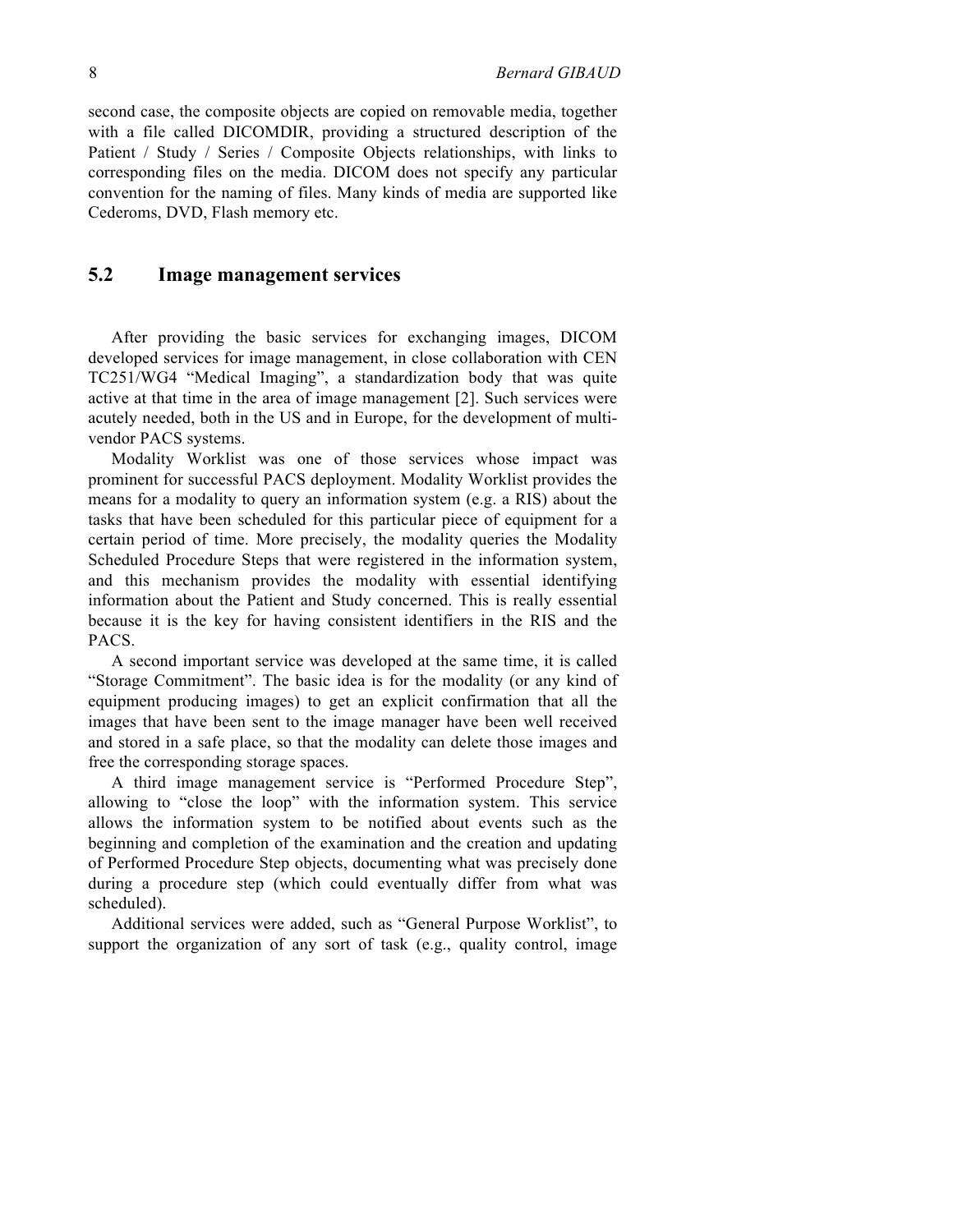second case, the composite objects are copied on removable media, together with a file called DICOMDIR, providing a structured description of the Patient / Study / Series / Composite Objects relationships, with links to corresponding files on the media. DICOM does not specify any particular convention for the naming of files. Many kinds of media are supported like Cederoms, DVD, Flash memory etc.

## 5.2 Image management services

After providing the basic services for exchanging images, DICOM developed services for image management, in close collaboration with CEN TC251/WG4 "Medical Imaging", a standardization body that was quite active at that time in the area of image management [2]. Such services were acutely needed, both in the US and in Europe, for the development of multi-vendor PACS systems.

Modality Worklist was one of those services whose impact was prominent for successful PACS deployment. Modality Worklist provides the means for a modality to query an information system (e.g. a RIS) about the tasks that have been scheduled for this particular piece of equipment for a certain period of time. More precisely, the modality queries the Modality Scheduled Procedure Steps that were registered in the information system, and this mechanism provides the modality with essential identifying information about the Patient and Study concerned. This is really essential because it is the key for having consistent identifiers in the RIS and the PACS.

A second important service was developed at the same time, it is called "Storage Commitment". The basic idea is for the modality (or any kind of equipment producing images) to get an explicit confirmation that all the images that have been sent to the image manager have been well received and stored in a safe place, so that the modality can delete those images and free the corresponding storage spaces.

A third image management service is "Performed Procedure Step", allowing to "close the loop" with the information system. This service allows the information system to be notified about events such as the beginning and completion of the examination and the creation and updating of Performed Procedure Step objects, documenting what was precisely done during a procedure step (which could eventually differ from what was scheduled).

Additional services were added, such as "General Purpose Worklist", to support the organization of any sort of task (e.g., quality control, image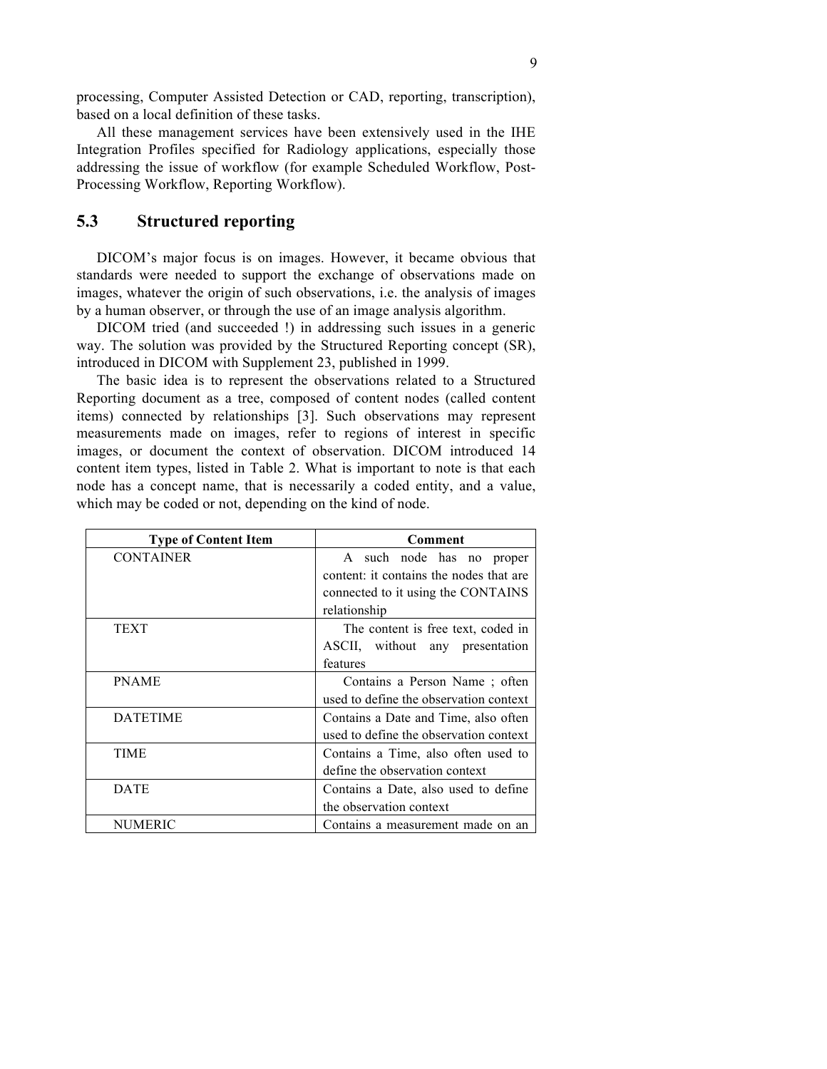processing, Computer Assisted Detection or CAD, reporting, transcription), based on a local definition of these tasks.

All these management services have been extensively used in the IHE Integration Profiles specified for Radiology applications, especially those addressing the issue of workflow (for example Scheduled Workflow, Post-Processing Workflow, Reporting Workflow).

## 5.3 Structured reporting

DICOM's major focus is on images. However, it became obvious that standards were needed to support the exchange of observations made on images, whatever the origin of such observations, i.e. the analysis of images by a human observer, or through the use of an image analysis algorithm.

DICOM tried (and succeeded !) in addressing such issues in a generic way. The solution was provided by the Structured Reporting concept (SR), introduced in DICOM with Supplement 23, published in 1999.

The basic idea is to represent the observations related to a Structured Reporting document as a tree, composed of content nodes (called content items) connected by relationships [3]. Such observations may represent measurements made on images, refer to regions of interest in specific images, or document the context of observation. DICOM introduced 14 content item types, listed in Table 2. What is important to note is that each node has a concept name, that is necessarily a coded entity, and a value, which may be coded or not, depending on the kind of node.

| Type of Content Item | Comment |
|---|---|
| CONTAINER | A such node has no proper content: it contains the nodes that are connected to it using the CONTAINS relationship |
| TEXT | The content is free text, coded in ASCII, without any presentation features |
| PNAME | Contains a Person Name ; often used to define the observation context |
| DATETIME | Contains a Date and Time, also often used to define the observation context |
| TIME | Contains a Time, also often used to define the observation context |
| DATE | Contains a Date, also used to define the observation context |
| NUMERIC | Contains a measurement made on an |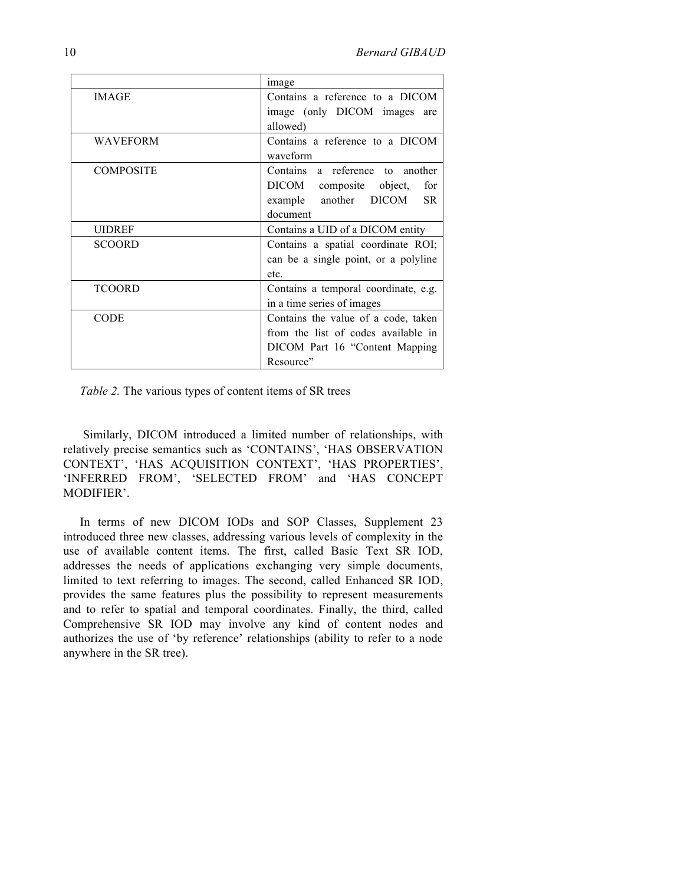| | |
|---|---|
| | image |
| IMAGE | Contains a reference to a DICOM image (only DICOM images are allowed) |
| WAVEFORM | Contains a reference to a DICOM waveform |
| COMPOSITE | Contains a reference to another DICOM composite object, for example another DICOM SR document |
| UIDREF | Contains a UID of a DICOM entity |
| SCOORD | Contains a spatial coordinate ROI; can be a single point, or a polyline etc. |
| TCOORD | Contains a temporal coordinate, e.g. in a time series of images |
| CODE | Contains the value of a code, taken from the list of codes available in DICOM Part 16 "Content Mapping Resource" |

*Table 2.* The various types of content items of SR trees

Similarly, DICOM introduced a limited number of relationships, with relatively precise semantics such as 'CONTAINS', 'HAS OBSERVATION CONTEXT', 'HAS ACQUISITION CONTEXT', 'HAS PROPERTIES', 'INFERRED FROM', 'SELECTED FROM' and 'HAS CONCEPT MODIFIER'.

In terms of new DICOM IODs and SOP Classes, Supplement 23 introduced three new classes, addressing various levels of complexity in the use of available content items. The first, called Basic Text SR IOD, addresses the needs of applications exchanging very simple documents, limited to text referring to images. The second, called Enhanced SR IOD, provides the same features plus the possibility to represent measurements and to refer to spatial and temporal coordinates. Finally, the third, called Comprehensive SR IOD may involve any kind of content nodes and authorizes the use of 'by reference' relationships (ability to refer to a node anywhere in the SR tree).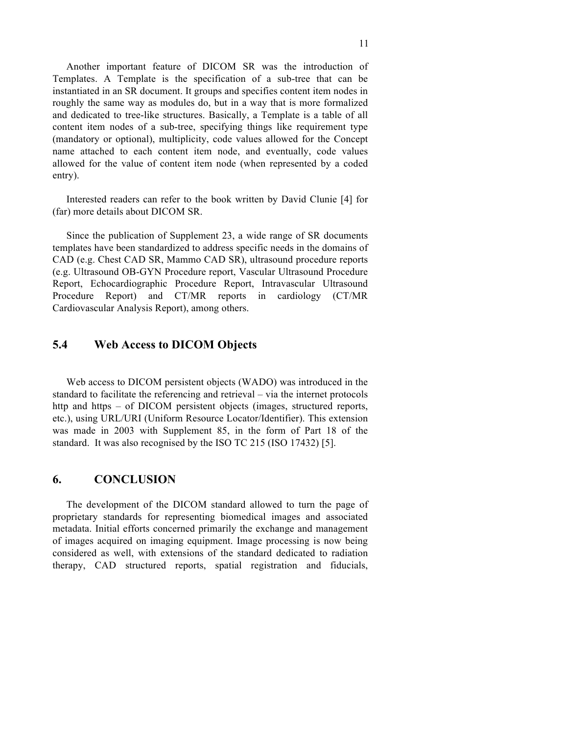Another important feature of DICOM SR was the introduction of Templates. A Template is the specification of a sub-tree that can be instantiated in an SR document. It groups and specifies content item nodes in roughly the same way as modules do, but in a way that is more formalized and dedicated to tree-like structures. Basically, a Template is a table of all content item nodes of a sub-tree, specifying things like requirement type (mandatory or optional), multiplicity, code values allowed for the Concept name attached to each content item node, and eventually, code values allowed for the value of content item node (when represented by a coded entry).

Interested readers can refer to the book written by David Clunie [4] for (far) more details about DICOM SR.

Since the publication of Supplement 23, a wide range of SR documents templates have been standardized to address specific needs in the domains of CAD (e.g. Chest CAD SR, Mammo CAD SR), ultrasound procedure reports (e.g. Ultrasound OB-GYN Procedure report, Vascular Ultrasound Procedure Report, Echocardiographic Procedure Report, Intravascular Ultrasound Procedure Report) and CT/MR reports in cardiology (CT/MR Cardiovascular Analysis Report), among others.

## 5.4 Web Access to DICOM Objects

Web access to DICOM persistent objects (WADO) was introduced in the standard to facilitate the referencing and retrieval – via the internet protocols http and https – of DICOM persistent objects (images, structured reports, etc.), using URL/URI (Uniform Resource Locator/Identifier). This extension was made in 2003 with Supplement 85, in the form of Part 18 of the standard. It was also recognised by the ISO TC 215 (ISO 17432) [5].

# 6. CONCLUSION

The development of the DICOM standard allowed to turn the page of proprietary standards for representing biomedical images and associated metadata. Initial efforts concerned primarily the exchange and management of images acquired on imaging equipment. Image processing is now being considered as well, with extensions of the standard dedicated to radiation therapy, CAD structured reports, spatial registration and fiducials,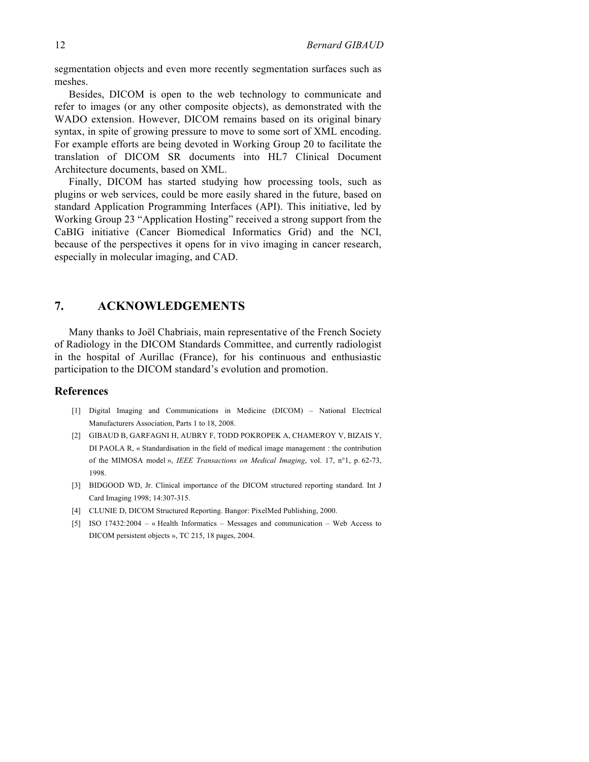segmentation objects and even more recently segmentation surfaces such as meshes.

Besides, DICOM is open to the web technology to communicate and refer to images (or any other composite objects), as demonstrated with the WADO extension. However, DICOM remains based on its original binary syntax, in spite of growing pressure to move to some sort of XML encoding. For example efforts are being devoted in Working Group 20 to facilitate the translation of DICOM SR documents into HL7 Clinical Document Architecture documents, based on XML.

Finally, DICOM has started studying how processing tools, such as plugins or web services, could be more easily shared in the future, based on standard Application Programming Interfaces (API). This initiative, led by Working Group 23 “Application Hosting” received a strong support from the CaBIG initiative (Cancer Biomedical Informatics Grid) and the NCI, because of the perspectives it opens for in vivo imaging in cancer research, especially in molecular imaging, and CAD.

## 7. ACKNOWLEDGEMENTS

Many thanks to Joël Chabriais, main representative of the French Society of Radiology in the DICOM Standards Committee, and currently radiologist in the hospital of Aurillac (France), for his continuous and enthusiastic participation to the DICOM standard’s evolution and promotion.

### References

[1] Digital Imaging and Communications in Medicine (DICOM) – National Electrical Manufacturers Association, Parts 1 to 18, 2008.

[2] GIBAUD B, GARFAGNI H, AUBRY F, TODD POKROPEK A, CHAMEROY V, BIZAIS Y, DI PAOLA R, « Standardisation in the field of medical image management : the contribution of the MIMOSA model », *IEEE Transactions on Medical Imaging*, vol. 17, n°1, p. 62-73, 1998.

[3] BIDGOOD WD, Jr. Clinical importance of the DICOM structured reporting standard. Int J Card Imaging 1998; 14:307-315.

[4] CLUNIE D, DICOM Structured Reporting. Bangor: PixelMed Publishing, 2000.

[5] ISO 17432:2004 – « Health Informatics – Messages and communication – Web Access to DICOM persistent objects », TC 215, 18 pages, 2004.